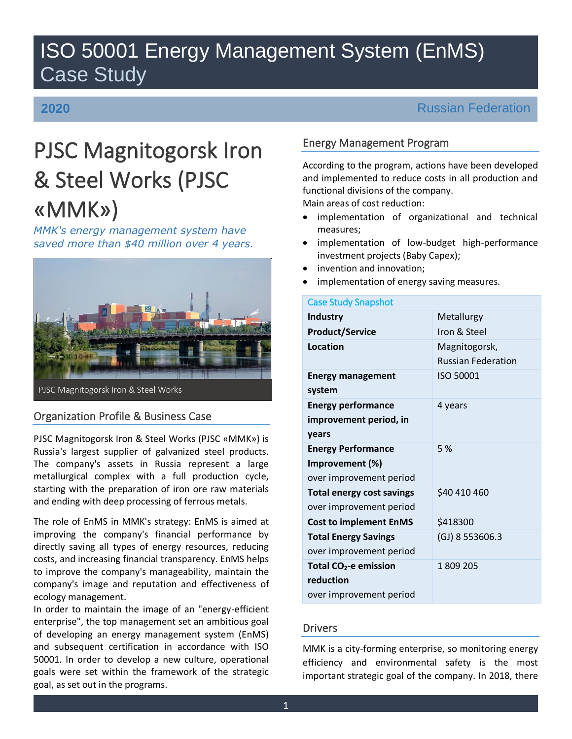# ISO 50001 Energy Management System (EnMS) Case Study

**2020** Russian Federation

# PJSC Magnitogorsk Iron & Steel Works (PJSC «MMK»)

*MMK's energy management system have saved more than $40 million over 4 years.*

PJSC Magnitogorsk Iron & Steel Works

## Organization Profile & Business Case

PJSC Magnitogorsk Iron & Steel Works (PJSC «MMK») is Russia's largest supplier of galvanized steel products. The company's assets in Russia represent a large metallurgical complex with a full production cycle, starting with the preparation of iron ore raw materials and ending with deep processing of ferrous metals.

The role of EnMS in MMK's strategy: EnMS is aimed at improving the company's financial performance by directly saving all types of energy resources, reducing costs, and increasing financial transparency. EnMS helps to improve the company's manageability, maintain the company's image and reputation and effectiveness of ecology management.

In order to maintain the image of an "energy-efficient enterprise", the top management set an ambitious goal of developing an energy management system (EnMS) and subsequent certification in accordance with ISO 50001. In order to develop a new culture, operational goals were set within the framework of the strategic goal, as set out in the programs.

## Energy Management Program

According to the program, actions have been developed and implemented to reduce costs in all production and functional divisions of the company.

Main areas of cost reduction:

- implementation of organizational and technical measures;
- implementation of low-budget high-performance investment projects (Baby Capex);
- invention and innovation;
- implementation of energy saving measures.

| Case Study Snapshot | |
|---|---|
| **Industry** | Metallurgy |
| **Product/Service** | Iron & Steel |
| **Location** | Magnitogorsk, Russian Federation |
| **Energy management system** | ISO 50001 |
| **Energy performance improvement period, in years** | 4 years |
| **Energy Performance Improvement (%)** over improvement period | 5 % |
| **Total energy cost savings** over improvement period | $40 410 460 |
| **Cost to implement EnMS** | $418300 |
| **Total Energy Savings** over improvement period | (GJ) 8 553606.3 |
| **Total $CO_2$-e emission reduction** over improvement period | 1 809 205 |

## Drivers

MMK is a city-forming enterprise, so monitoring energy efficiency and environmental safety is the most important strategic goal of the company. In 2018, there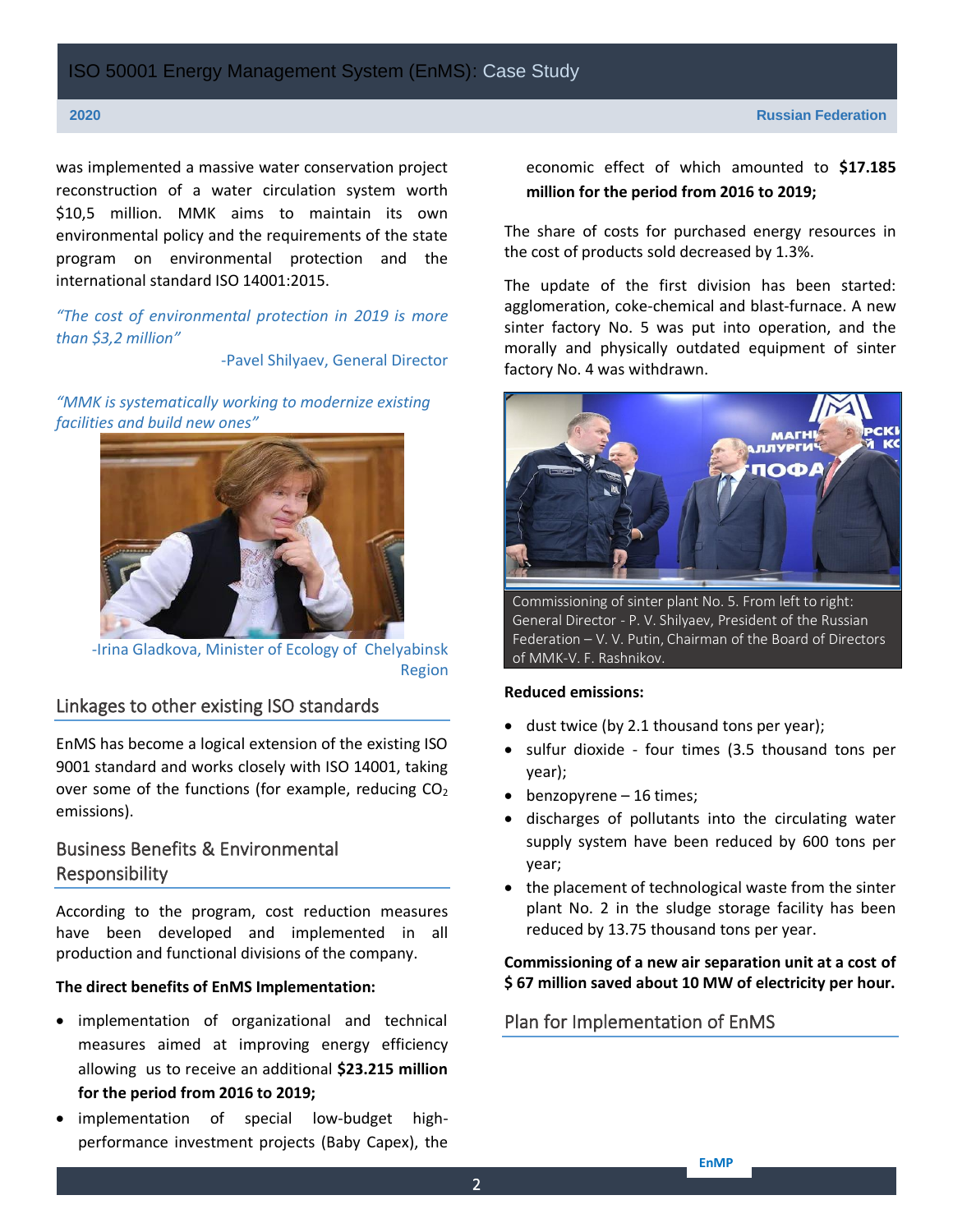was implemented a massive water conservation project reconstruction of a water circulation system worth $10,5 million. MMK aims to maintain its own environmental policy and the requirements of the state program on environmental protection and the international standard ISO 14001:2015.

*"The cost of environmental protection in 2019 is more than $3,2 million"*

-Pavel Shilyaev, General Director

*"MMK is systematically working to modernize existing facilities and build new ones"*

-Irina Gladkova, Minister of Ecology of Chelyabinsk Region

## Linkages to other existing ISO standards

EnMS has become a logical extension of the existing ISO 9001 standard and works closely with ISO 14001, taking over some of the functions (for example, reducing $CO_2$ emissions).

## Business Benefits & Environmental Responsibility

According to the program, cost reduction measures have been developed and implemented in all production and functional divisions of the company.

**The direct benefits of EnMS Implementation:**

- implementation of organizational and technical measures aimed at improving energy efficiency allowing us to receive an additional **$23.215 million for the period from 2016 to 2019;**
- implementation of special low-budget high-performance investment projects (Baby Capex), the economic effect of which amounted to **$17.185 million for the period from 2016 to 2019;**

The share of costs for purchased energy resources in the cost of products sold decreased by 1.3%.

The update of the first division has been started: agglomeration, coke-chemical and blast-furnace. A new sinter factory No. 5 was put into operation, and the morally and physically outdated equipment of sinter factory No. 4 was withdrawn.

Commissioning of sinter plant No. 5. From left to right: General Director - P. V. Shilyaev, President of the Russian Federation – V. V. Putin, Chairman of the Board of Directors of MMK-V. F. Rashnikov.

**Reduced emissions:**

- dust twice (by 2.1 thousand tons per year);
- sulfur dioxide - four times (3.5 thousand tons per year);
- benzopyrene – 16 times;
- discharges of pollutants into the circulating water supply system have been reduced by 600 tons per year;
- the placement of technological waste from the sinter plant No. 2 in the sludge storage facility has been reduced by 13.75 thousand tons per year.

**Commissioning of a new air separation unit at a cost of $ 67 million saved about 10 MW of electricity per hour.**

## Plan for Implementation of EnMS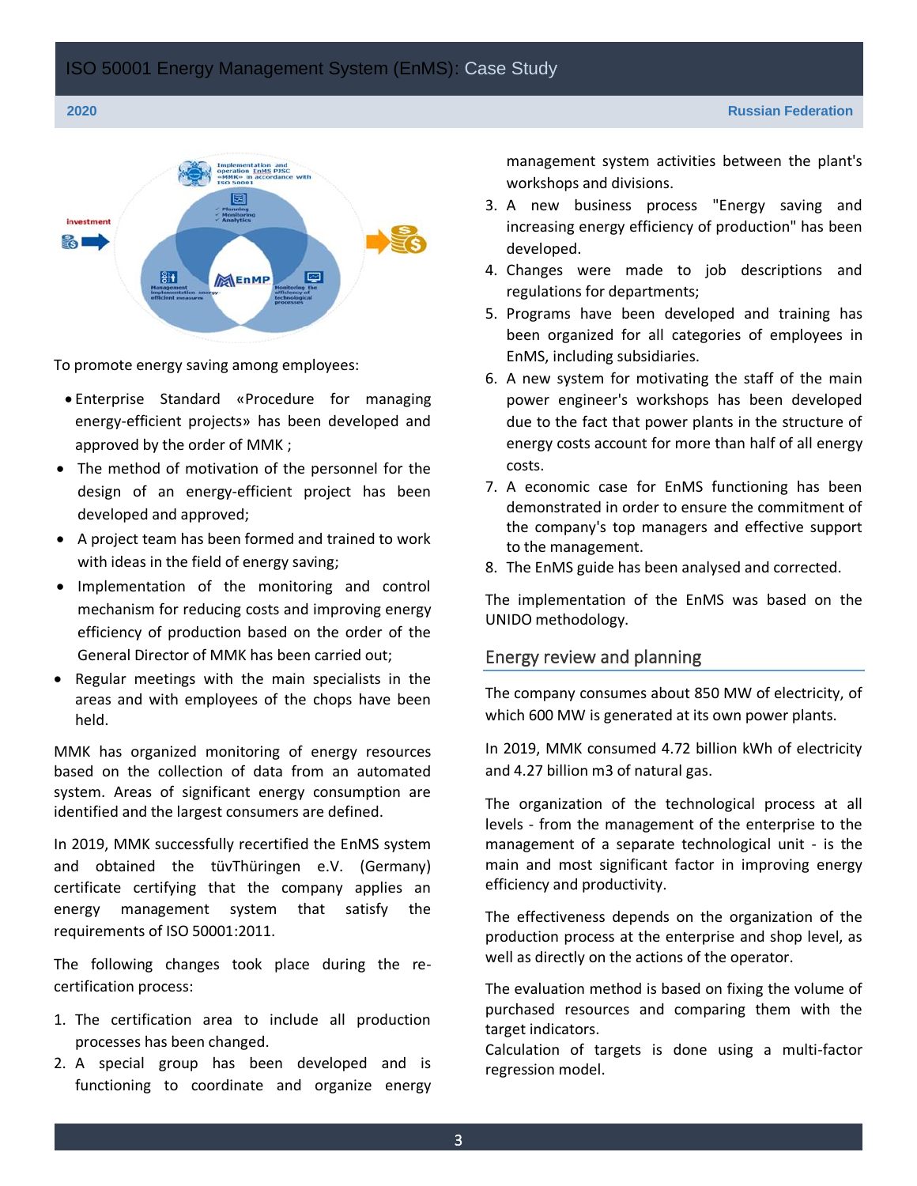To promote energy saving among employees:

- Enterprise Standard «Procedure for managing energy-efficient projects» has been developed and approved by the order of MMK ;
- The method of motivation of the personnel for the design of an energy-efficient project has been developed and approved;
- A project team has been formed and trained to work with ideas in the field of energy saving;
- Implementation of the monitoring and control mechanism for reducing costs and improving energy efficiency of production based on the order of the General Director of MMK has been carried out;
- Regular meetings with the main specialists in the areas and with employees of the chops have been held.

MMK has organized monitoring of energy resources based on the collection of data from an automated system. Areas of significant energy consumption are identified and the largest consumers are defined.

In 2019, MMK successfully recertified the EnMS system and obtained the tüvThüringen e.V. (Germany) certificate certifying that the company applies an energy management system that satisfy the requirements of ISO 50001:2011.

The following changes took place during the re-certification process:

1. The certification area to include all production processes has been changed.
2. A special group has been developed and is functioning to coordinate and organize energy management system activities between the plant's workshops and divisions.
3. A new business process "Energy saving and increasing energy efficiency of production" has been developed.
4. Changes were made to job descriptions and regulations for departments;
5. Programs have been developed and training has been organized for all categories of employees in EnMS, including subsidiaries.
6. A new system for motivating the staff of the main power engineer's workshops has been developed due to the fact that power plants in the structure of energy costs account for more than half of all energy costs.
7. A economic case for EnMS functioning has been demonstrated in order to ensure the commitment of the company's top managers and effective support to the management.
8. The EnMS guide has been analysed and corrected.

The implementation of the EnMS was based on the UNIDO methodology.

## Energy review and planning

The company consumes about 850 MW of electricity, of which 600 MW is generated at its own power plants.

In 2019, MMK consumed 4.72 billion kWh of electricity and 4.27 billion m3 of natural gas.

The organization of the technological process at all levels - from the management of the enterprise to the management of a separate technological unit - is the main and most significant factor in improving energy efficiency and productivity.

The effectiveness depends on the organization of the production process at the enterprise and shop level, as well as directly on the actions of the operator.

The evaluation method is based on fixing the volume of purchased resources and comparing them with the target indicators.
Calculation of targets is done using a multi-factor regression model.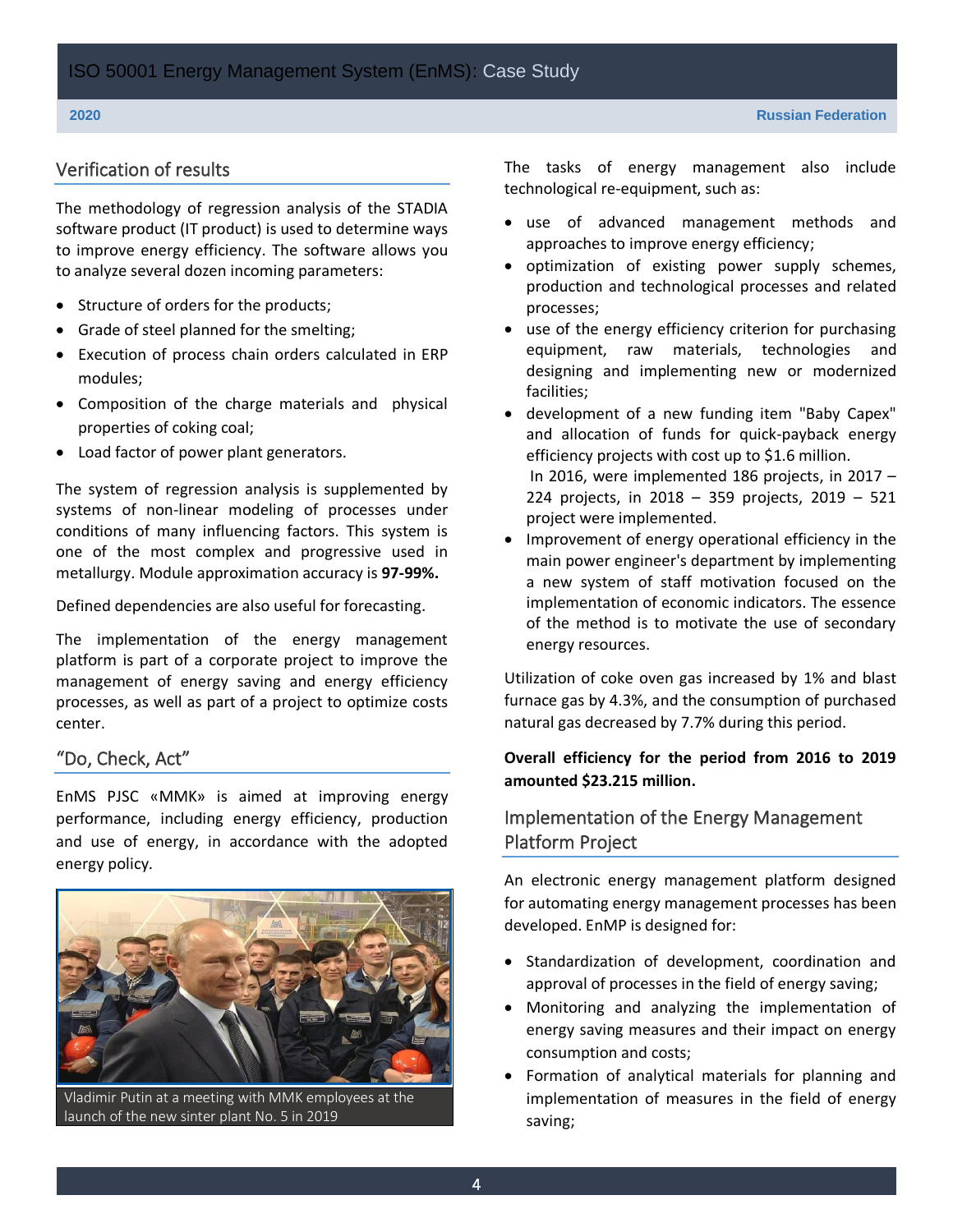## Verification of results

The methodology of regression analysis of the STADIA software product (IT product) is used to determine ways to improve energy efficiency. The software allows you to analyze several dozen incoming parameters:

- Structure of orders for the products;
- Grade of steel planned for the smelting;
- Execution of process chain orders calculated in ERP modules;
- Composition of the charge materials and physical properties of coking coal;
- Load factor of power plant generators.

The system of regression analysis is supplemented by systems of non-linear modeling of processes under conditions of many influencing factors. This system is one of the most complex and progressive used in metallurgy. Module approximation accuracy is **97-99%.**

Defined dependencies are also useful for forecasting.

The implementation of the energy management platform is part of a corporate project to improve the management of energy saving and energy efficiency processes, as well as part of a project to optimize costs center.

## "Do, Check, Act"

EnMS PJSC «MMK» is aimed at improving energy performance, including energy efficiency, production and use of energy, in accordance with the adopted energy policy.

Vladimir Putin at a meeting with MMK employees at the launch of the new sinter plant No. 5 in 2019

The tasks of energy management also include technological re-equipment, such as:

- use of advanced management methods and approaches to improve energy efficiency;
- optimization of existing power supply schemes, production and technological processes and related processes;
- use of the energy efficiency criterion for purchasing equipment, raw materials, technologies and designing and implementing new or modernized facilities;
- development of a new funding item "Baby Capex" and allocation of funds for quick-payback energy efficiency projects with cost up to $1.6 million. In 2016, were implemented 186 projects, in 2017 – 224 projects, in 2018 – 359 projects, 2019 – 521 project were implemented.
- Improvement of energy operational efficiency in the main power engineer's department by implementing a new system of staff motivation focused on the implementation of economic indicators. The essence of the method is to motivate the use of secondary energy resources.

Utilization of coke oven gas increased by 1% and blast furnace gas by 4.3%, and the consumption of purchased natural gas decreased by 7.7% during this period.

**Overall efficiency for the period from 2016 to 2019 amounted $23.215 million.**

## Implementation of the Energy Management Platform Project

An electronic energy management platform designed for automating energy management processes has been developed. EnMP is designed for:

- Standardization of development, coordination and approval of processes in the field of energy saving;
- Monitoring and analyzing the implementation of energy saving measures and their impact on energy consumption and costs;
- Formation of analytical materials for planning and implementation of measures in the field of energy saving;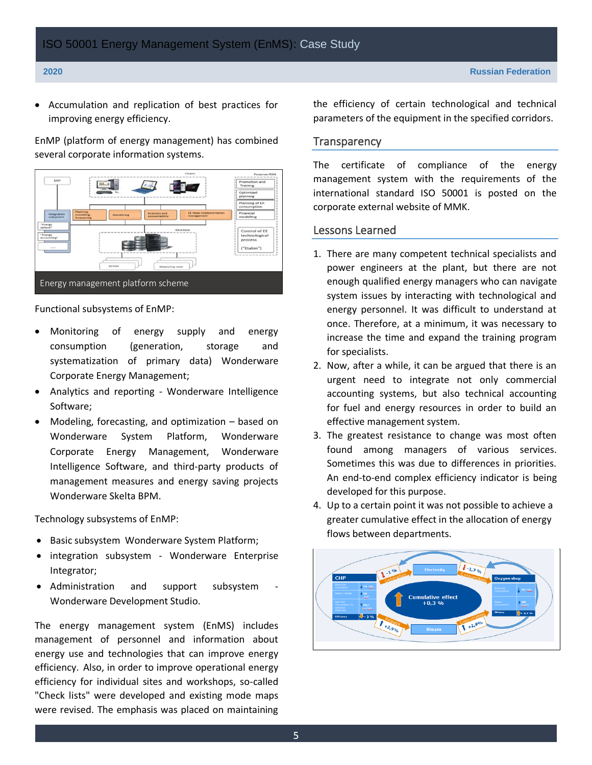- Accumulation and replication of best practices for improving energy efficiency.

EnMP (platform of energy management) has combined several corporate information systems.

Energy management platform scheme

Functional subsystems of EnMP:

- Monitoring of energy supply and energy consumption (generation, storage and systematization of primary data) Wonderware Corporate Energy Management;
- Analytics and reporting - Wonderware Intelligence Software;
- Modeling, forecasting, and optimization – based on Wonderware System Platform, Wonderware Corporate Energy Management, Wonderware Intelligence Software, and third-party products of management measures and energy saving projects Wonderware Skelta BPM.

Technology subsystems of EnMP:

- Basic subsystem Wonderware System Platform;
- integration subsystem - Wonderware Enterprise Integrator;
- Administration and support subsystem - Wonderware Development Studio.

The energy management system (EnMS) includes management of personnel and information about energy use and technologies that can improve energy efficiency. Also, in order to improve operational energy efficiency for individual sites and workshops, so-called "Check lists" were developed and existing mode maps were revised. The emphasis was placed on maintaining the efficiency of certain technological and technical parameters of the equipment in the specified corridors.

## Transparency

The certificate of compliance of the energy management system with the requirements of the international standard ISO 50001 is posted on the corporate external website of MMK.

## Lessons Learned

1. There are many competent technical specialists and power engineers at the plant, but there are not enough qualified energy managers who can navigate system issues by interacting with technological and energy personnel. It was difficult to understand at once. Therefore, at a minimum, it was necessary to increase the time and expand the training program for specialists.
2. Now, after a while, it can be argued that there is an urgent need to integrate not only commercial accounting systems, but also technical accounting for fuel and energy resources in order to build an effective management system.
3. The greatest resistance to change was most often found among managers of various services. Sometimes this was due to differences in priorities. An end-to-end complex efficiency indicator is being developed for this purpose.
4. Up to a certain point it was not possible to achieve a greater cumulative effect in the allocation of energy flows between departments.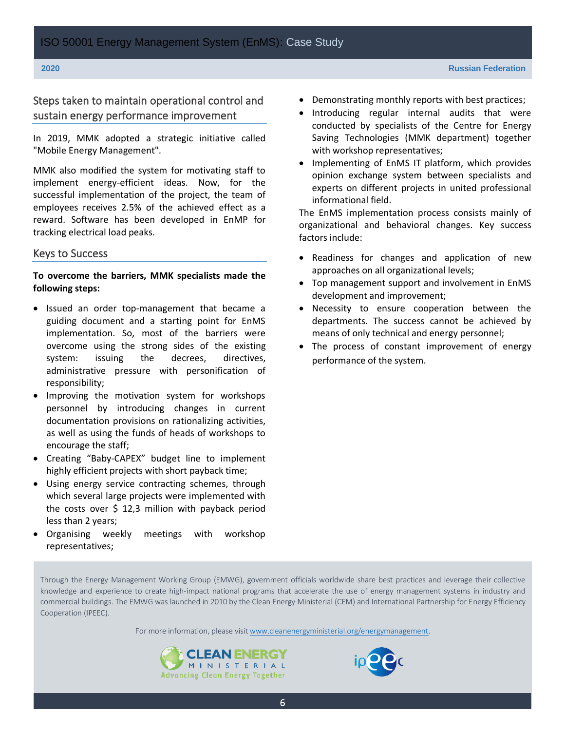## Steps taken to maintain operational control and sustain energy performance improvement

In 2019, MMK adopted a strategic initiative called "Mobile Energy Management".

MMK also modified the system for motivating staff to implement energy-efficient ideas. Now, for the successful implementation of the project, the team of employees receives 2.5% of the achieved effect as a reward. Software has been developed in EnMP for tracking electrical load peaks.

## Keys to Success

**To overcome the barriers, MMK specialists made the following steps:**

- Issued an order top-management that became a guiding document and a starting point for EnMS implementation. So, most of the barriers were overcome using the strong sides of the existing system: issuing the decrees, directives, administrative pressure with personification of responsibility;
- Improving the motivation system for workshops personnel by introducing changes in current documentation provisions on rationalizing activities, as well as using the funds of heads of workshops to encourage the staff;
- Creating “Baby-CAPEX” budget line to implement highly efficient projects with short payback time;
- Using energy service contracting schemes, through which several large projects were implemented with the costs over $ 12,3 million with payback period less than 2 years;
- Organising weekly meetings with workshop representatives;
- Demonstrating monthly reports with best practices;
- Introducing regular internal audits that were conducted by specialists of the Centre for Energy Saving Technologies (MMK department) together with workshop representatives;
- Implementing of EnMS IT platform, which provides opinion exchange system between specialists and experts on different projects in united professional informational field.

The EnMS implementation process consists mainly of organizational and behavioral changes. Key success factors include:

- Readiness for changes and application of new approaches on all organizational levels;
- Top management support and involvement in EnMS development and improvement;
- Necessity to ensure cooperation between the departments. The success cannot be achieved by means of only technical and energy personnel;
- The process of constant improvement of energy performance of the system.

Through the Energy Management Working Group (EMWG), government officials worldwide share best practices and leverage their collective knowledge and experience to create high-impact national programs that accelerate the use of energy management systems in industry and commercial buildings. The EMWG was launched in 2010 by the Clean Energy Ministerial (CEM) and International Partnership for Energy Efficiency Cooperation (IPEEC).

For more information, please visit www.cleanenergyministerial.org/energymanagement.

CLEAN ENERGY MINISTERIAL
Advancing Clean Energy Together

ipeec